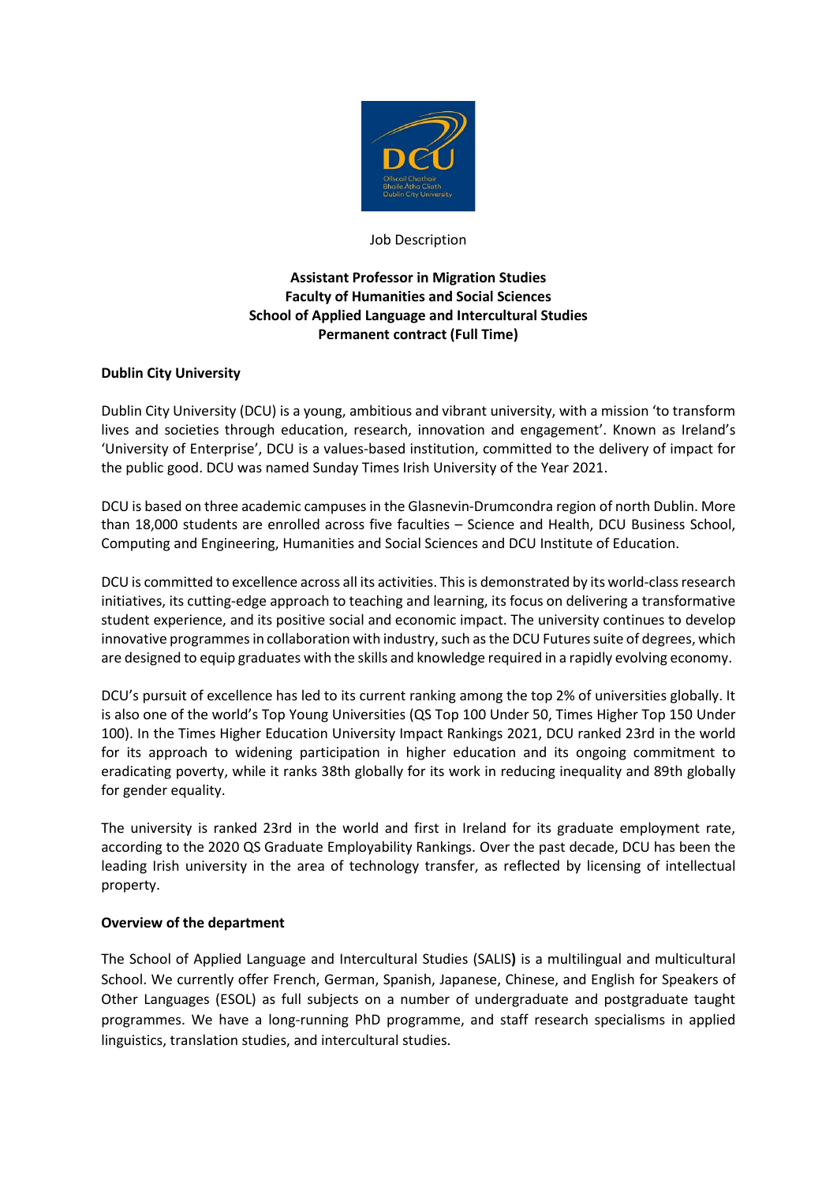Job Description

**Assistant Professor in Migration Studies**
**Faculty of Humanities and Social Sciences**
**School of Applied Language and Intercultural Studies**
**Permanent contract (Full Time)**

**Dublin City University**

Dublin City University (DCU) is a young, ambitious and vibrant university, with a mission 'to transform lives and societies through education, research, innovation and engagement'. Known as Ireland's 'University of Enterprise', DCU is a values-based institution, committed to the delivery of impact for the public good. DCU was named Sunday Times Irish University of the Year 2021.

DCU is based on three academic campuses in the Glasnevin-Drumcondra region of north Dublin. More than 18,000 students are enrolled across five faculties – Science and Health, DCU Business School, Computing and Engineering, Humanities and Social Sciences and DCU Institute of Education.

DCU is committed to excellence across all its activities. This is demonstrated by its world-class research initiatives, its cutting-edge approach to teaching and learning, its focus on delivering a transformative student experience, and its positive social and economic impact. The university continues to develop innovative programmes in collaboration with industry, such as the DCU Futures suite of degrees, which are designed to equip graduates with the skills and knowledge required in a rapidly evolving economy.

DCU's pursuit of excellence has led to its current ranking among the top 2% of universities globally. It is also one of the world's Top Young Universities (QS Top 100 Under 50, Times Higher Top 150 Under 100). In the Times Higher Education University Impact Rankings 2021, DCU ranked 23rd in the world for its approach to widening participation in higher education and its ongoing commitment to eradicating poverty, while it ranks 38th globally for its work in reducing inequality and 89th globally for gender equality.

The university is ranked 23rd in the world and first in Ireland for its graduate employment rate, according to the 2020 QS Graduate Employability Rankings. Over the past decade, DCU has been the leading Irish university in the area of technology transfer, as reflected by licensing of intellectual property.

**Overview of the department**

The School of Applied Language and Intercultural Studies (SALIS) is a multilingual and multicultural School. We currently offer French, German, Spanish, Japanese, Chinese, and English for Speakers of Other Languages (ESOL) as full subjects on a number of undergraduate and postgraduate taught programmes. We have a long-running PhD programme, and staff research specialisms in applied linguistics, translation studies, and intercultural studies.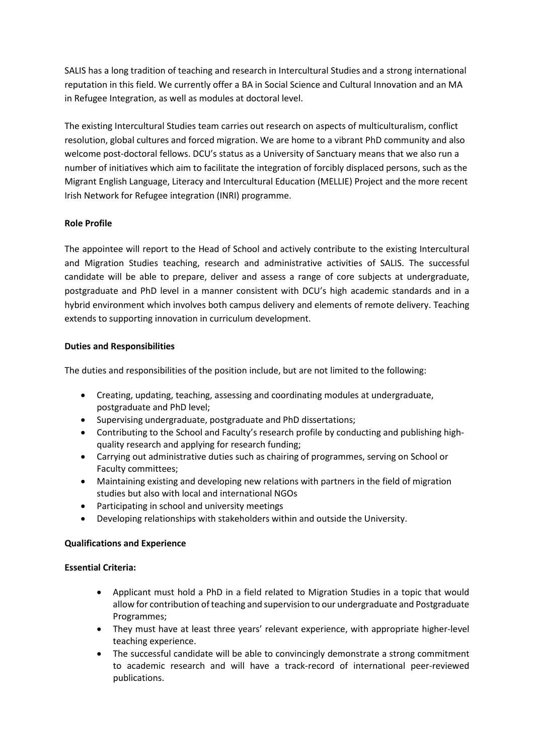SALIS has a long tradition of teaching and research in Intercultural Studies and a strong international reputation in this field. We currently offer a BA in Social Science and Cultural Innovation and an MA in Refugee Integration, as well as modules at doctoral level.

The existing Intercultural Studies team carries out research on aspects of multiculturalism, conflict resolution, global cultures and forced migration. We are home to a vibrant PhD community and also welcome post-doctoral fellows. DCU's status as a University of Sanctuary means that we also run a number of initiatives which aim to facilitate the integration of forcibly displaced persons, such as the Migrant English Language, Literacy and Intercultural Education (MELLIE) Project and the more recent Irish Network for Refugee integration (INRI) programme.

**Role Profile**

The appointee will report to the Head of School and actively contribute to the existing Intercultural and Migration Studies teaching, research and administrative activities of SALIS. The successful candidate will be able to prepare, deliver and assess a range of core subjects at undergraduate, postgraduate and PhD level in a manner consistent with DCU's high academic standards and in a hybrid environment which involves both campus delivery and elements of remote delivery. Teaching extends to supporting innovation in curriculum development.

**Duties and Responsibilities**

The duties and responsibilities of the position include, but are not limited to the following:

- Creating, updating, teaching, assessing and coordinating modules at undergraduate, postgraduate and PhD level;
- Supervising undergraduate, postgraduate and PhD dissertations;
- Contributing to the School and Faculty's research profile by conducting and publishing high-quality research and applying for research funding;
- Carrying out administrative duties such as chairing of programmes, serving on School or Faculty committees;
- Maintaining existing and developing new relations with partners in the field of migration studies but also with local and international NGOs
- Participating in school and university meetings
- Developing relationships with stakeholders within and outside the University.

**Qualifications and Experience**

**Essential Criteria:**

- Applicant must hold a PhD in a field related to Migration Studies in a topic that would allow for contribution of teaching and supervision to our undergraduate and Postgraduate Programmes;
- They must have at least three years' relevant experience, with appropriate higher-level teaching experience.
- The successful candidate will be able to convincingly demonstrate a strong commitment to academic research and will have a track-record of international peer-reviewed publications.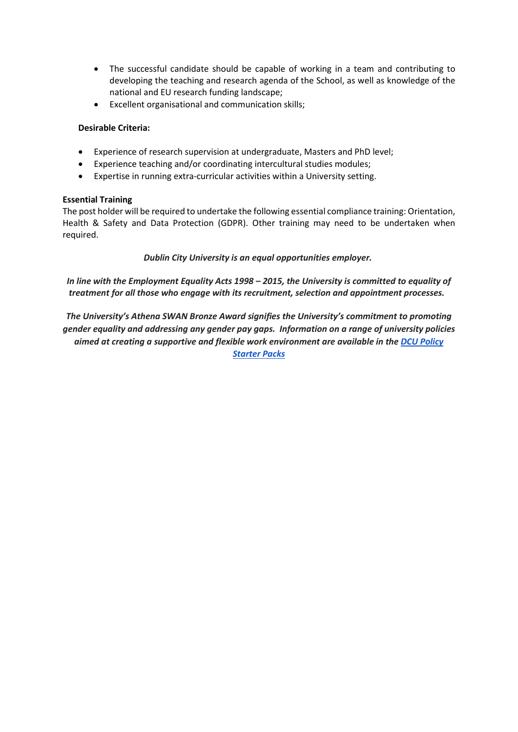- The successful candidate should be capable of working in a team and contributing to developing the teaching and research agenda of the School, as well as knowledge of the national and EU research funding landscape;
- Excellent organisational and communication skills;

**Desirable Criteria:**

- Experience of research supervision at undergraduate, Masters and PhD level;
- Experience teaching and/or coordinating intercultural studies modules;
- Expertise in running extra-curricular activities within a University setting.

**Essential Training**

The post holder will be required to undertake the following essential compliance training: Orientation, Health & Safety and Data Protection (GDPR). Other training may need to be undertaken when required.

***Dublin City University is an equal opportunities employer.***

***In line with the Employment Equality Acts 1998 – 2015, the University is committed to equality of treatment for all those who engage with its recruitment, selection and appointment processes.***

***The University's Athena SWAN Bronze Award signifies the University's commitment to promoting gender equality and addressing any gender pay gaps. Information on a range of university policies aimed at creating a supportive and flexible work environment are available in the DCU Policy Starter Packs***